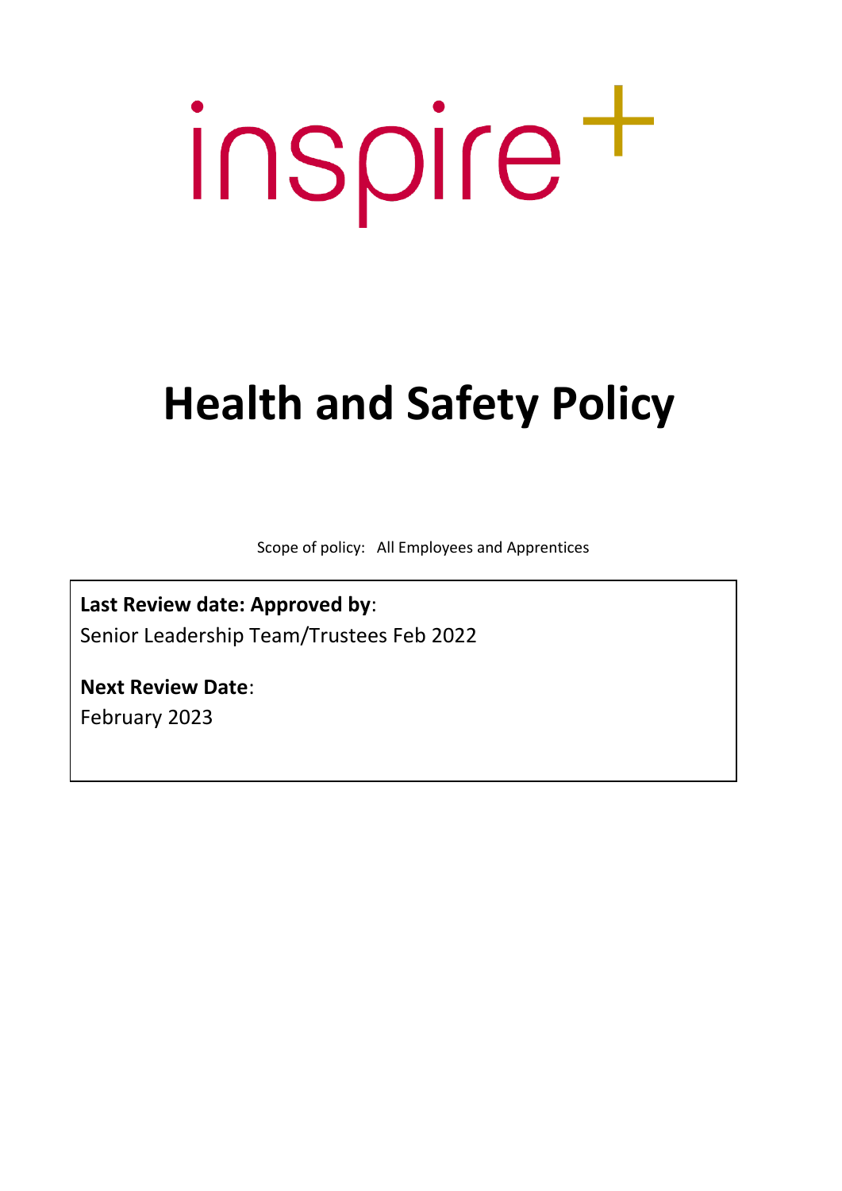inspire+

# Health and Safety Policy

Scope of policy: All Employees and Apprentices

**Last Review date: Approved by**:
Senior Leadership Team/Trustees Feb 2022

**Next Review Date**:
February 2023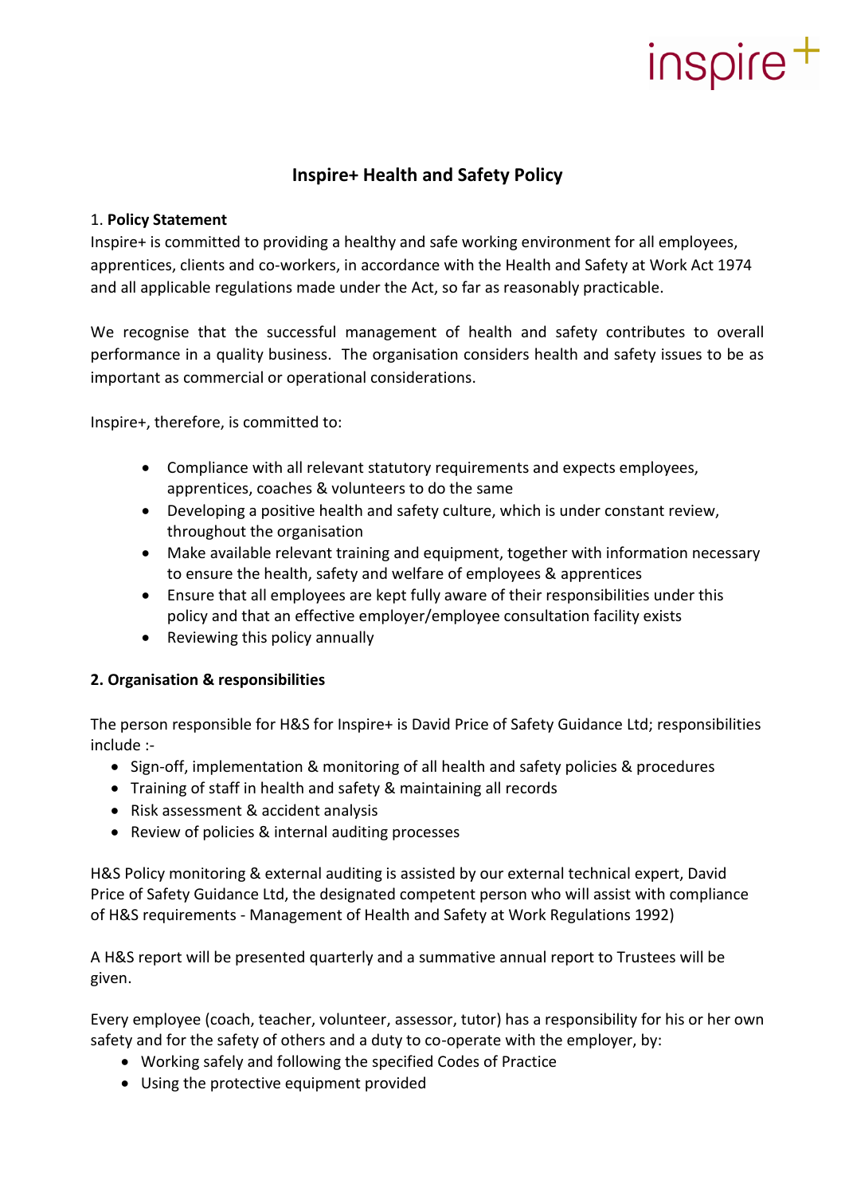## Inspire+ Health and Safety Policy

1. **Policy Statement**

Inspire+ is committed to providing a healthy and safe working environment for all employees, apprentices, clients and co-workers, in accordance with the Health and Safety at Work Act 1974 and all applicable regulations made under the Act, so far as reasonably practicable.

We recognise that the successful management of health and safety contributes to overall performance in a quality business. The organisation considers health and safety issues to be as important as commercial or operational considerations.

Inspire+, therefore, is committed to:

- Compliance with all relevant statutory requirements and expects employees, apprentices, coaches & volunteers to do the same
- Developing a positive health and safety culture, which is under constant review, throughout the organisation
- Make available relevant training and equipment, together with information necessary to ensure the health, safety and welfare of employees & apprentices
- Ensure that all employees are kept fully aware of their responsibilities under this policy and that an effective employer/employee consultation facility exists
- Reviewing this policy annually

**2. Organisation & responsibilities**

The person responsible for H&S for Inspire+ is David Price of Safety Guidance Ltd; responsibilities include :-

- Sign-off, implementation & monitoring of all health and safety policies & procedures
- Training of staff in health and safety & maintaining all records
- Risk assessment & accident analysis
- Review of policies & internal auditing processes

H&S Policy monitoring & external auditing is assisted by our external technical expert, David Price of Safety Guidance Ltd, the designated competent person who will assist with compliance of H&S requirements - Management of Health and Safety at Work Regulations 1992)

A H&S report will be presented quarterly and a summative annual report to Trustees will be given.

Every employee (coach, teacher, volunteer, assessor, tutor) has a responsibility for his or her own safety and for the safety of others and a duty to co-operate with the employer, by:

- Working safely and following the specified Codes of Practice
- Using the protective equipment provided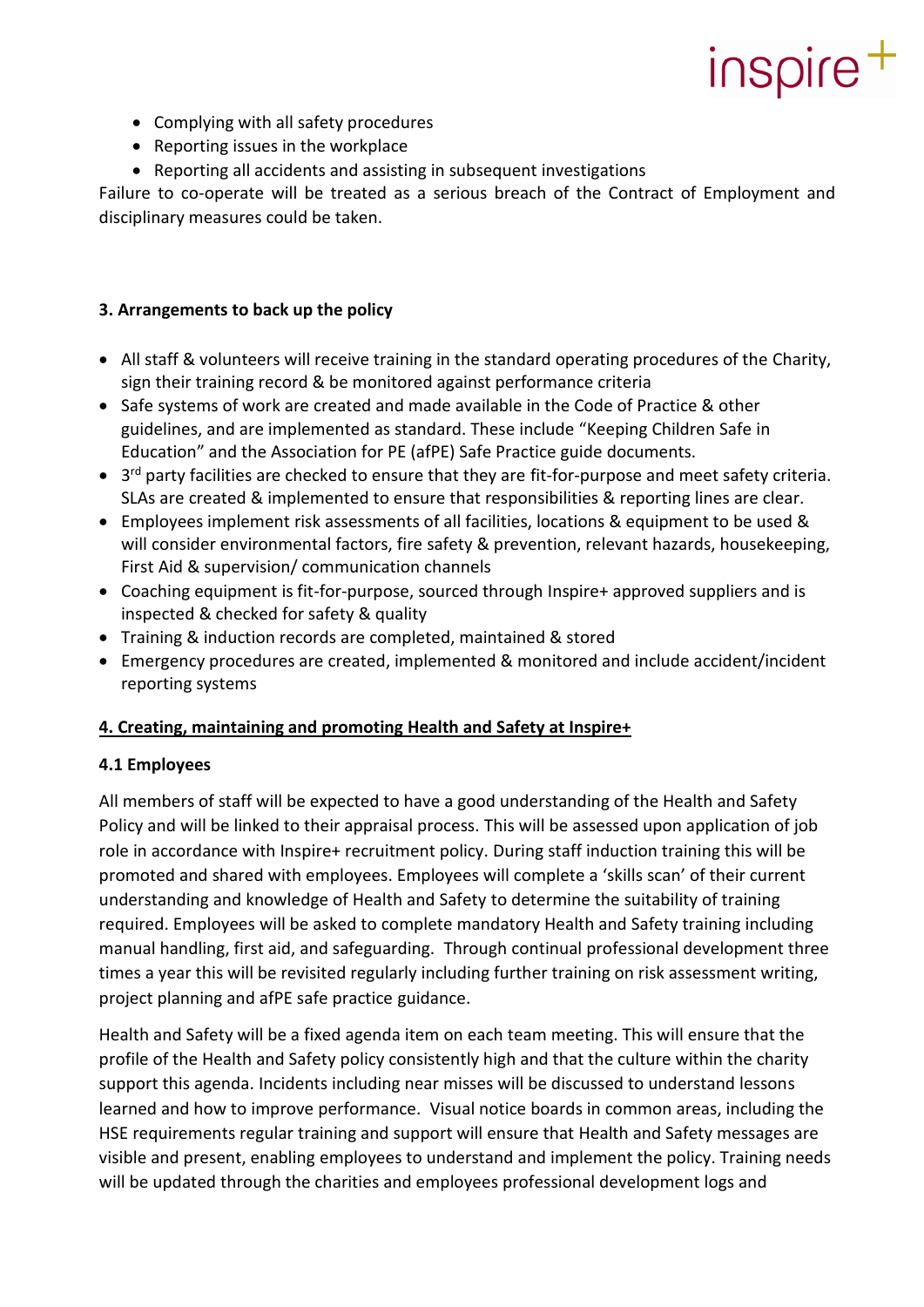- Complying with all safety procedures
- Reporting issues in the workplace
- Reporting all accidents and assisting in subsequent investigations

Failure to co-operate will be treated as a serious breach of the Contract of Employment and disciplinary measures could be taken.

**3. Arrangements to back up the policy**

- All staff & volunteers will receive training in the standard operating procedures of the Charity, sign their training record & be monitored against performance criteria
- Safe systems of work are created and made available in the Code of Practice & other guidelines, and are implemented as standard. These include "Keeping Children Safe in Education" and the Association for PE (afPE) Safe Practice guide documents.
- 3rd party facilities are checked to ensure that they are fit-for-purpose and meet safety criteria. SLAs are created & implemented to ensure that responsibilities & reporting lines are clear.
- Employees implement risk assessments of all facilities, locations & equipment to be used & will consider environmental factors, fire safety & prevention, relevant hazards, housekeeping, First Aid & supervision/ communication channels
- Coaching equipment is fit-for-purpose, sourced through Inspire+ approved suppliers and is inspected & checked for safety & quality
- Training & induction records are completed, maintained & stored
- Emergency procedures are created, implemented & monitored and include accident/incident reporting systems

## 4. Creating, maintaining and promoting Health and Safety at Inspire+

### 4.1 Employees

All members of staff will be expected to have a good understanding of the Health and Safety Policy and will be linked to their appraisal process. This will be assessed upon application of job role in accordance with Inspire+ recruitment policy. During staff induction training this will be promoted and shared with employees. Employees will complete a 'skills scan' of their current understanding and knowledge of Health and Safety to determine the suitability of training required. Employees will be asked to complete mandatory Health and Safety training including manual handling, first aid, and safeguarding. Through continual professional development three times a year this will be revisited regularly including further training on risk assessment writing, project planning and afPE safe practice guidance.

Health and Safety will be a fixed agenda item on each team meeting. This will ensure that the profile of the Health and Safety policy consistently high and that the culture within the charity support this agenda. Incidents including near misses will be discussed to understand lessons learned and how to improve performance. Visual notice boards in common areas, including the HSE requirements regular training and support will ensure that Health and Safety messages are visible and present, enabling employees to understand and implement the policy. Training needs will be updated through the charities and employees professional development logs and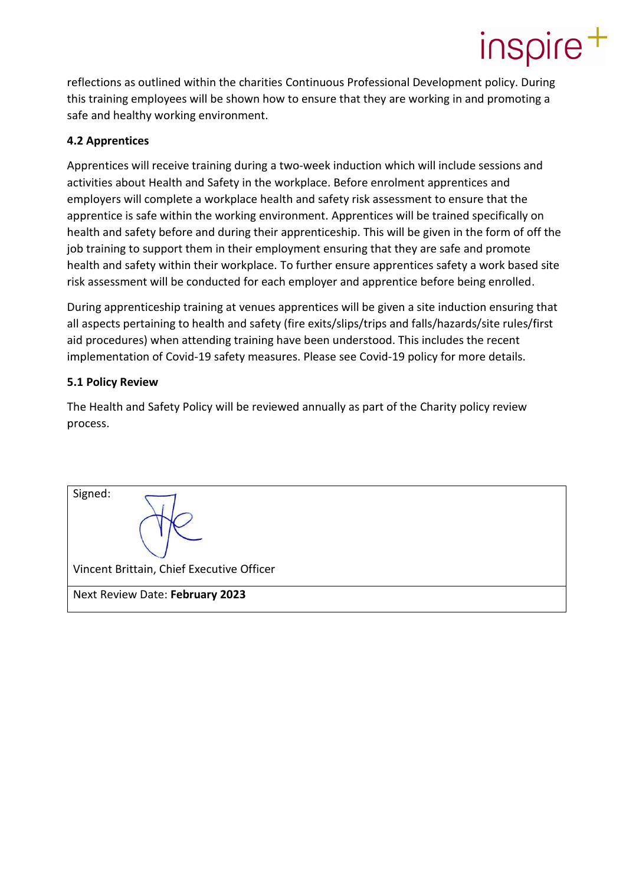reflections as outlined within the charities Continuous Professional Development policy. During this training employees will be shown how to ensure that they are working in and promoting a safe and healthy working environment.

**4.2 Apprentices**

Apprentices will receive training during a two-week induction which will include sessions and activities about Health and Safety in the workplace. Before enrolment apprentices and employers will complete a workplace health and safety risk assessment to ensure that the apprentice is safe within the working environment. Apprentices will be trained specifically on health and safety before and during their apprenticeship. This will be given in the form of off the job training to support them in their employment ensuring that they are safe and promote health and safety within their workplace. To further ensure apprentices safety a work based site risk assessment will be conducted for each employer and apprentice before being enrolled.

During apprenticeship training at venues apprentices will be given a site induction ensuring that all aspects pertaining to health and safety (fire exits/slips/trips and falls/hazards/site rules/first aid procedures) when attending training have been understood. This includes the recent implementation of Covid-19 safety measures. Please see Covid-19 policy for more details.

**5.1 Policy Review**

The Health and Safety Policy will be reviewed annually as part of the Charity policy review process.

| Signed: Vincent Brittain, Chief Executive Officer |
| --- |
| Next Review Date: **February 2023** |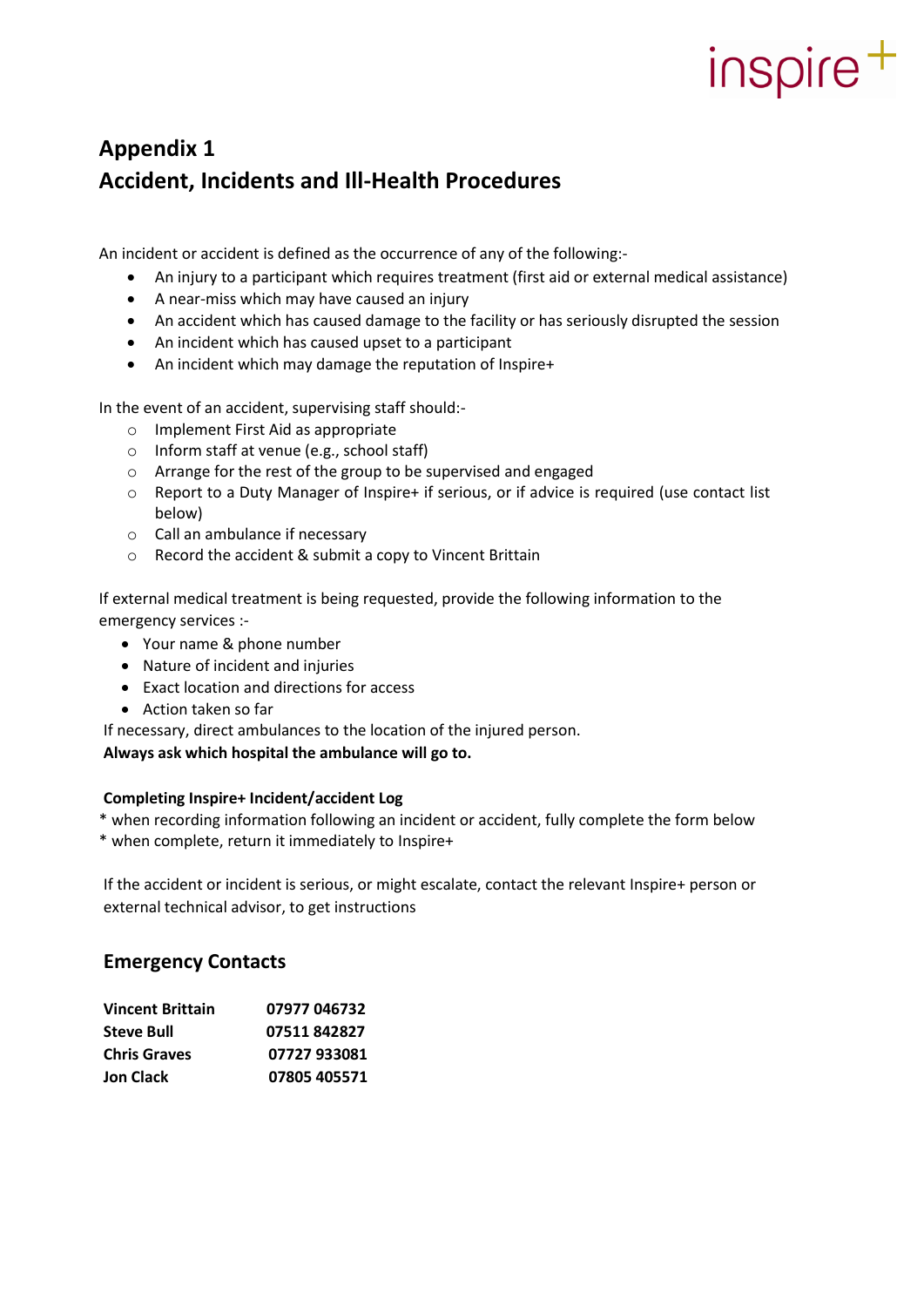# Appendix 1
# Accident, Incidents and Ill-Health Procedures

An incident or accident is defined as the occurrence of any of the following:-

- An injury to a participant which requires treatment (first aid or external medical assistance)
- A near-miss which may have caused an injury
- An accident which has caused damage to the facility or has seriously disrupted the session
- An incident which has caused upset to a participant
- An incident which may damage the reputation of Inspire+

In the event of an accident, supervising staff should:-

- Implement First Aid as appropriate
- Inform staff at venue (e.g., school staff)
- Arrange for the rest of the group to be supervised and engaged
- Report to a Duty Manager of Inspire+ if serious, or if advice is required (use contact list below)
- Call an ambulance if necessary
- Record the accident & submit a copy to Vincent Brittain

If external medical treatment is being requested, provide the following information to the emergency services :-

- Your name & phone number
- Nature of incident and injuries
- Exact location and directions for access
- Action taken so far

If necessary, direct ambulances to the location of the injured person.

**Always ask which hospital the ambulance will go to.**

**Completing Inspire+ Incident/accident Log**

* when recording information following an incident or accident, fully complete the form below
* when complete, return it immediately to Inspire+

If the accident or incident is serious, or might escalate, contact the relevant Inspire+ person or external technical advisor, to get instructions

## Emergency Contacts

| | |
|---|---|
| **Vincent Brittain** | **07977 046732** |
| **Steve Bull** | **07511 842827** |
| **Chris Graves** | **07727 933081** |
| **Jon Clack** | **07805 405571** |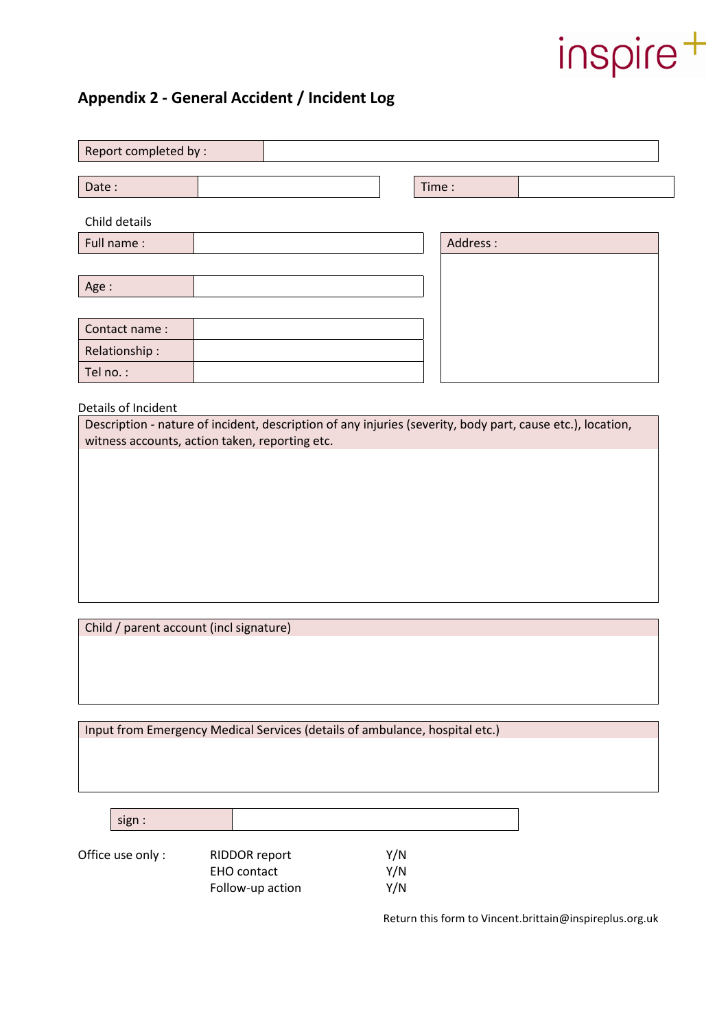## Appendix 2 - General Accident / Incident Log

| Report completed by : | |
|---|---|

| Date : | | Time : | |
|---|---|---|---|

Child details

| Full name : | | Address : |
|---|---|---|
| Age : | | |
| Contact name : | | |
| Relationship : | | |
| Tel no. : | | |

Details of Incident

| Description - nature of incident, description of any injuries (severity, body part, cause etc.), location, witness accounts, action taken, reporting etc. |
|---|
| |

| Child / parent account (incl signature) |
|---|
| |

| Input from Emergency Medical Services (details of ambulance, hospital etc.) |
|---|
| |

| sign : | |
|---|---|

| Office use only : | | |
|---|---|---|
| | RIDDOR report | Y/N |
| | EHO contact | Y/N |
| | Follow-up action | Y/N |

Return this form to Vincent.brittain@inspireplus.org.uk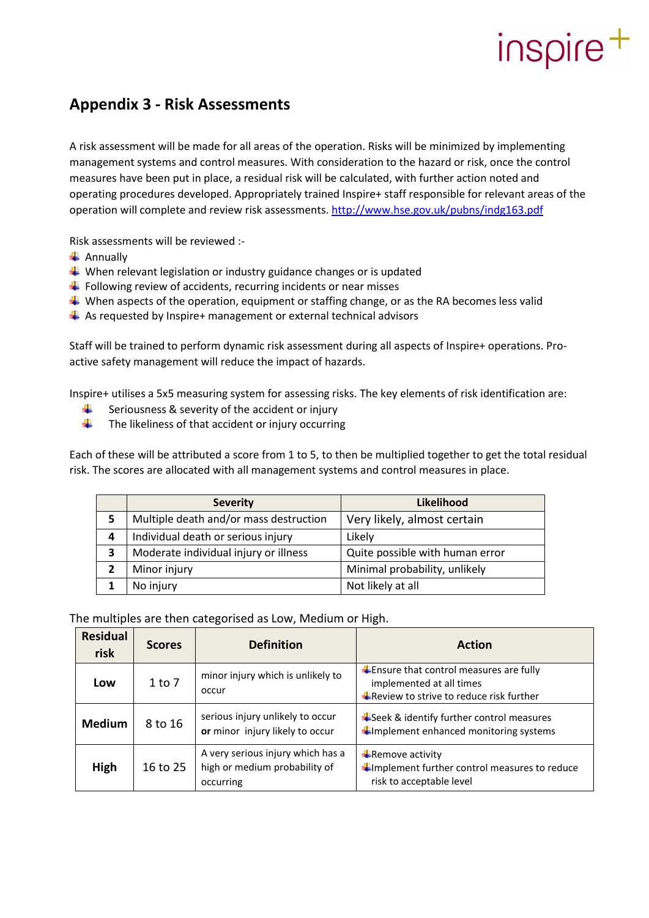## Appendix 3 - Risk Assessments

A risk assessment will be made for all areas of the operation. Risks will be minimized by implementing management systems and control measures. With consideration to the hazard or risk, once the control measures have been put in place, a residual risk will be calculated, with further action noted and operating procedures developed. Appropriately trained Inspire+ staff responsible for relevant areas of the operation will complete and review risk assessments. http://www.hse.gov.uk/pubns/indg163.pdf

Risk assessments will be reviewed :-

- Annually
- When relevant legislation or industry guidance changes or is updated
- Following review of accidents, recurring incidents or near misses
- When aspects of the operation, equipment or staffing change, or as the RA becomes less valid
- As requested by Inspire+ management or external technical advisors

Staff will be trained to perform dynamic risk assessment during all aspects of Inspire+ operations. Pro-active safety management will reduce the impact of hazards.

Inspire+ utilises a 5x5 measuring system for assessing risks. The key elements of risk identification are:

- Seriousness & severity of the accident or injury
- The likeliness of that accident or injury occurring

Each of these will be attributed a score from 1 to 5, to then be multiplied together to get the total residual risk. The scores are allocated with all management systems and control measures in place.

| | Severity | Likelihood |
|---|---|---|
| 5 | Multiple death and/or mass destruction | Very likely, almost certain |
| 4 | Individual death or serious injury | Likely |
| 3 | Moderate individual injury or illness | Quite possible with human error |
| 2 | Minor injury | Minimal probability, unlikely |
| 1 | No injury | Not likely at all |

The multiples are then categorised as Low, Medium or High.

| Residual risk | Scores | Definition | Action |
|---|---|---|---|
| **Low** | 1 to 7 | minor injury which is unlikely to occur | - Ensure that control measures are fully implemented at all times<br>- Review to strive to reduce risk further |
| **Medium** | 8 to 16 | serious injury unlikely to occur **or** minor injury likely to occur | - Seek & identify further control measures<br>- Implement enhanced monitoring systems |
| **High** | 16 to 25 | A very serious injury which has a high or medium probability of occurring | - Remove activity<br>- Implement further control measures to reduce risk to acceptable level |